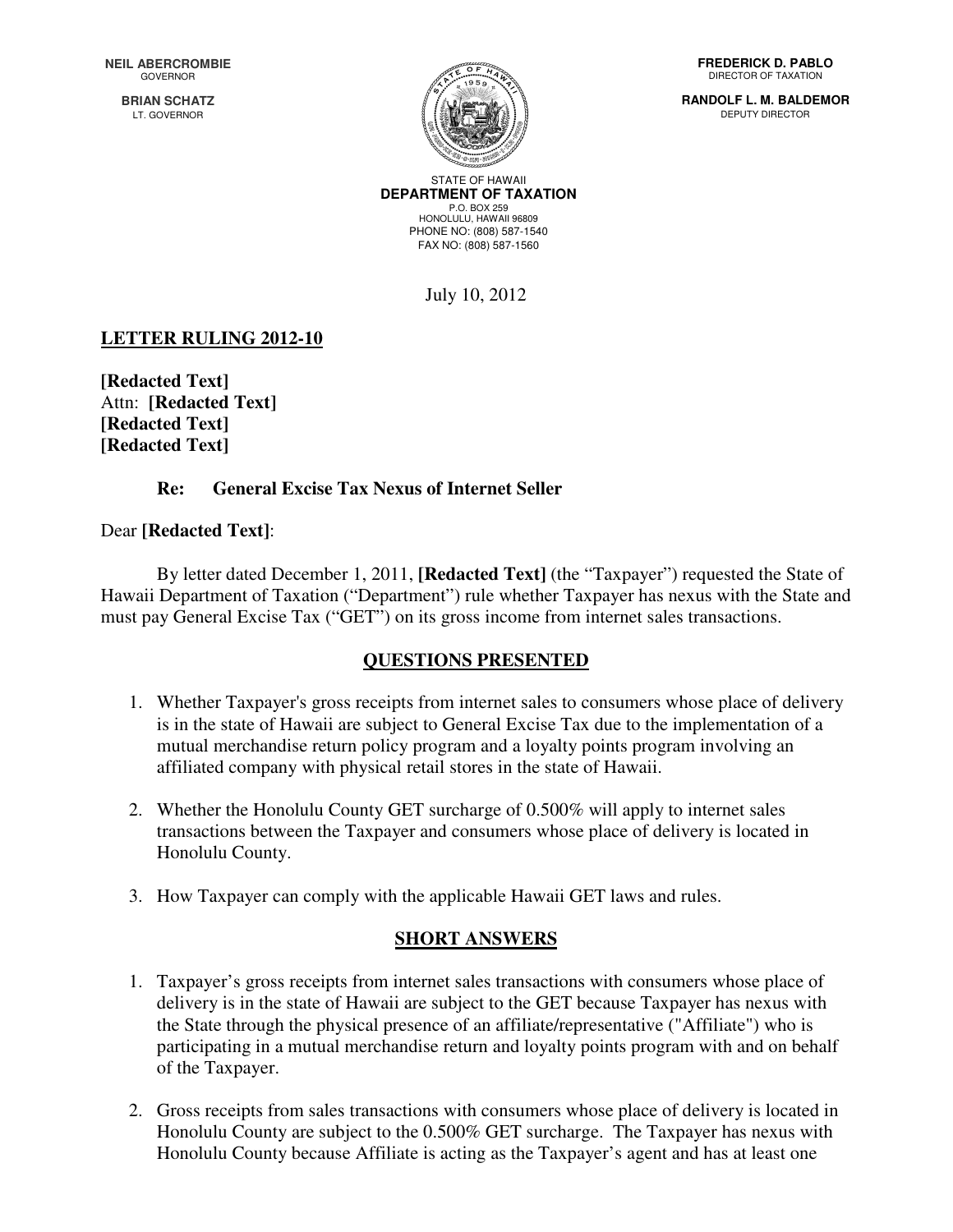NEIL ABERCROMBIE
GOVERNOR

BRIAN SCHATZ
LT. GOVERNOR

FREDERICK D. PABLO
DIRECTOR OF TAXATION

RANDOLF L. M. BALDEMOR
DEPUTY DIRECTOR

STATE OF HAWAII
**DEPARTMENT OF TAXATION**
P.O. BOX 259
HONOLULU, HAWAII 96809
PHONE NO: (808) 587-1540
FAX NO: (808) 587-1560

July 10, 2012

**LETTER RULING 2012-10**

**[Redacted Text]**
Attn: **[Redacted Text]**
**[Redacted Text]**
**[Redacted Text]**

**Re: General Excise Tax Nexus of Internet Seller**

Dear **[Redacted Text]**:

By letter dated December 1, 2011, **[Redacted Text]** (the "Taxpayer") requested the State of Hawaii Department of Taxation ("Department") rule whether Taxpayer has nexus with the State and must pay General Excise Tax ("GET") on its gross income from internet sales transactions.

## QUESTIONS PRESENTED

1. Whether Taxpayer's gross receipts from internet sales to consumers whose place of delivery is in the state of Hawaii are subject to General Excise Tax due to the implementation of a mutual merchandise return policy program and a loyalty points program involving an affiliated company with physical retail stores in the state of Hawaii.
2. Whether the Honolulu County GET surcharge of 0.500% will apply to internet sales transactions between the Taxpayer and consumers whose place of delivery is located in Honolulu County.
3. How Taxpayer can comply with the applicable Hawaii GET laws and rules.

## SHORT ANSWERS

1. Taxpayer's gross receipts from internet sales transactions with consumers whose place of delivery is in the state of Hawaii are subject to the GET because Taxpayer has nexus with the State through the physical presence of an affiliate/representative ("Affiliate") who is participating in a mutual merchandise return and loyalty points program with and on behalf of the Taxpayer.
2. Gross receipts from sales transactions with consumers whose place of delivery is located in Honolulu County are subject to the 0.500% GET surcharge. The Taxpayer has nexus with Honolulu County because Affiliate is acting as the Taxpayer's agent and has at least one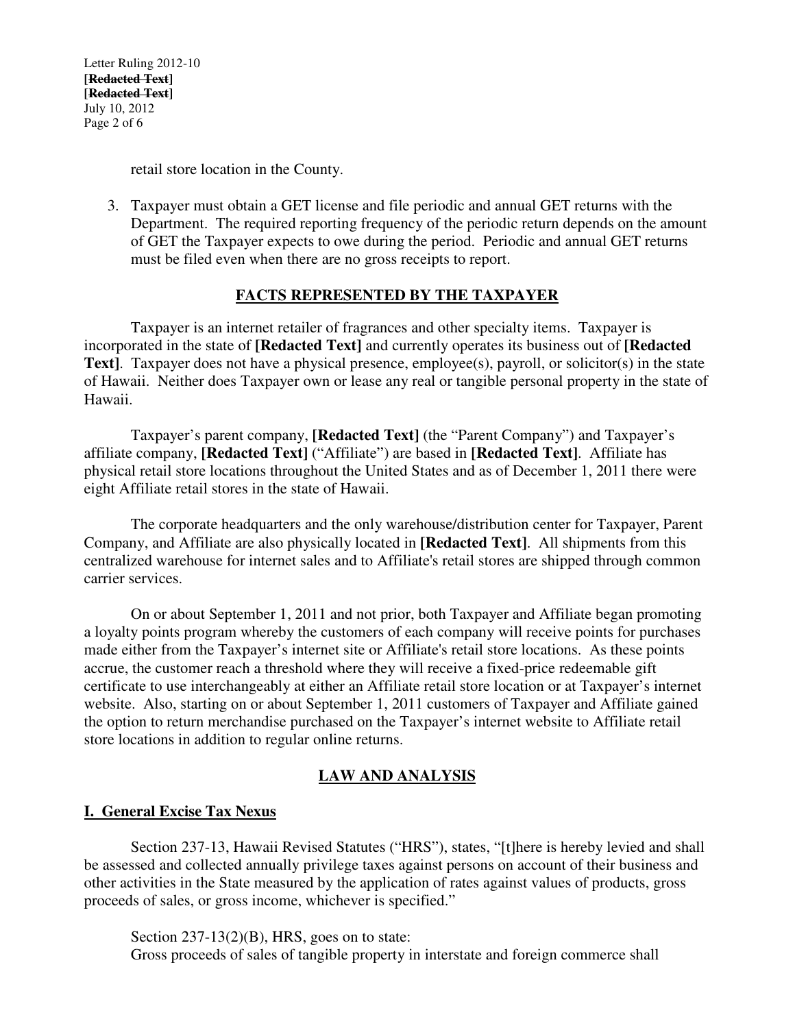retail store location in the County.

3. Taxpayer must obtain a GET license and file periodic and annual GET returns with the Department. The required reporting frequency of the periodic return depends on the amount of GET the Taxpayer expects to owe during the period. Periodic and annual GET returns must be filed even when there are no gross receipts to report.

## FACTS REPRESENTED BY THE TAXPAYER

Taxpayer is an internet retailer of fragrances and other specialty items. Taxpayer is incorporated in the state of **[Redacted Text]** and currently operates its business out of **[Redacted Text]**. Taxpayer does not have a physical presence, employee(s), payroll, or solicitor(s) in the state of Hawaii. Neither does Taxpayer own or lease any real or tangible personal property in the state of Hawaii.

Taxpayer's parent company, **[Redacted Text]** (the "Parent Company") and Taxpayer's affiliate company, **[Redacted Text]** ("Affiliate") are based in **[Redacted Text]**. Affiliate has physical retail store locations throughout the United States and as of December 1, 2011 there were eight Affiliate retail stores in the state of Hawaii.

The corporate headquarters and the only warehouse/distribution center for Taxpayer, Parent Company, and Affiliate are also physically located in **[Redacted Text]**. All shipments from this centralized warehouse for internet sales and to Affiliate's retail stores are shipped through common carrier services.

On or about September 1, 2011 and not prior, both Taxpayer and Affiliate began promoting a loyalty points program whereby the customers of each company will receive points for purchases made either from the Taxpayer's internet site or Affiliate's retail store locations. As these points accrue, the customer reach a threshold where they will receive a fixed-price redeemable gift certificate to use interchangeably at either an Affiliate retail store location or at Taxpayer's internet website. Also, starting on or about September 1, 2011 customers of Taxpayer and Affiliate gained the option to return merchandise purchased on the Taxpayer's internet website to Affiliate retail store locations in addition to regular online returns.

## LAW AND ANALYSIS

### I. General Excise Tax Nexus

Section 237-13, Hawaii Revised Statutes ("HRS"), states, "[t]here is hereby levied and shall be assessed and collected annually privilege taxes against persons on account of their business and other activities in the State measured by the application of rates against values of products, gross proceeds of sales, or gross income, whichever is specified."

Section 237-13(2)(B), HRS, goes on to state:
Gross proceeds of sales of tangible property in interstate and foreign commerce shall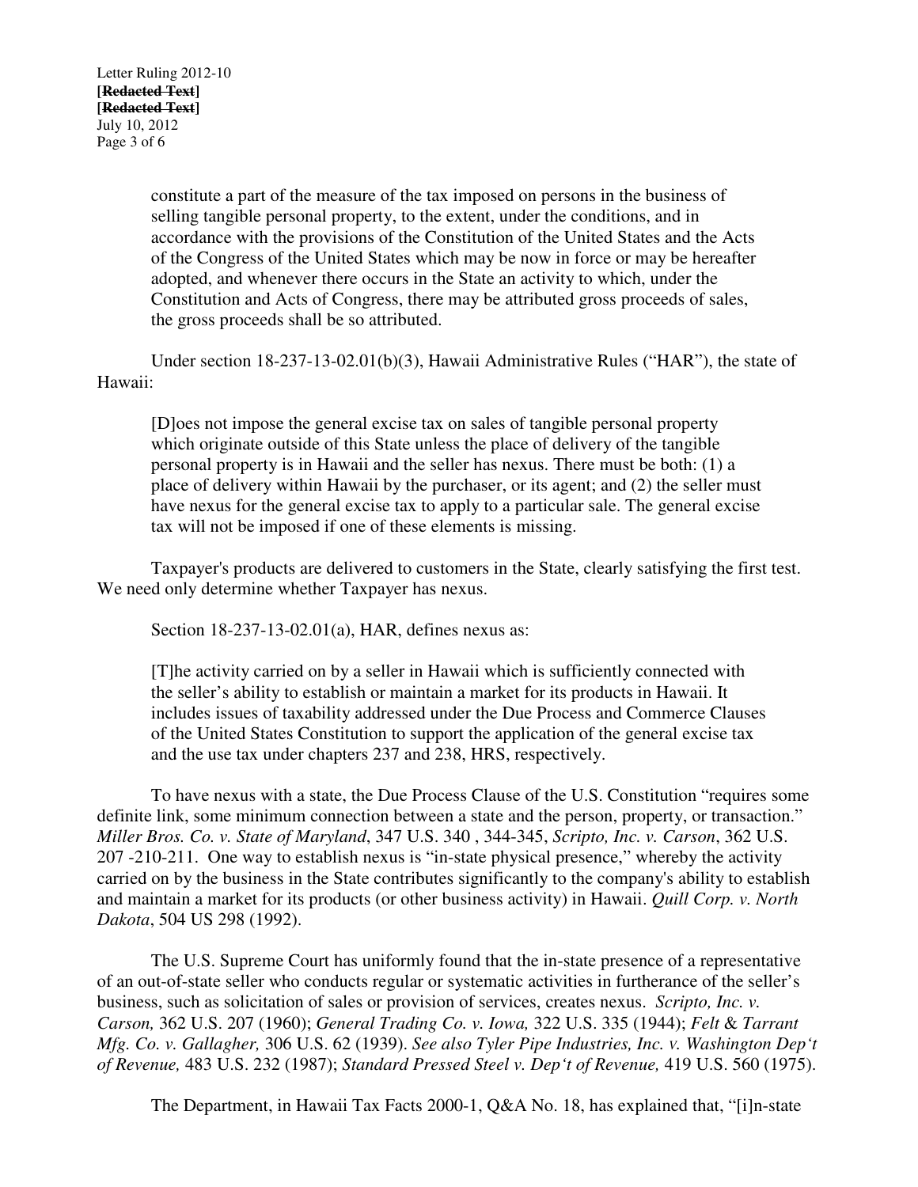constitute a part of the measure of the tax imposed on persons in the business of selling tangible personal property, to the extent, under the conditions, and in accordance with the provisions of the Constitution of the United States and the Acts of the Congress of the United States which may be now in force or may be hereafter adopted, and whenever there occurs in the State an activity to which, under the Constitution and Acts of Congress, there may be attributed gross proceeds of sales, the gross proceeds shall be so attributed.

Under section 18-237-13-02.01(b)(3), Hawaii Administrative Rules ("HAR"), the state of Hawaii:

> [D]oes not impose the general excise tax on sales of tangible personal property which originate outside of this State unless the place of delivery of the tangible personal property is in Hawaii and the seller has nexus. There must be both: (1) a place of delivery within Hawaii by the purchaser, or its agent; and (2) the seller must have nexus for the general excise tax to apply to a particular sale. The general excise tax will not be imposed if one of these elements is missing.

Taxpayer's products are delivered to customers in the State, clearly satisfying the first test. We need only determine whether Taxpayer has nexus.

Section 18-237-13-02.01(a), HAR, defines nexus as:

> [T]he activity carried on by a seller in Hawaii which is sufficiently connected with the seller's ability to establish or maintain a market for its products in Hawaii. It includes issues of taxability addressed under the Due Process and Commerce Clauses of the United States Constitution to support the application of the general excise tax and the use tax under chapters 237 and 238, HRS, respectively.

To have nexus with a state, the Due Process Clause of the U.S. Constitution "requires some definite link, some minimum connection between a state and the person, property, or transaction." *Miller Bros. Co. v. State of Maryland*, 347 U.S. 340 , 344-345, *Scripto, Inc. v. Carson*, 362 U.S. 207 -210-211. One way to establish nexus is "in-state physical presence," whereby the activity carried on by the business in the State contributes significantly to the company's ability to establish and maintain a market for its products (or other business activity) in Hawaii. *Quill Corp. v. North Dakota*, 504 US 298 (1992).

The U.S. Supreme Court has uniformly found that the in-state presence of a representative of an out-of-state seller who conducts regular or systematic activities in furtherance of the seller's business, such as solicitation of sales or provision of services, creates nexus. *Scripto, Inc. v. Carson,* 362 U.S. 207 (1960); *General Trading Co. v. Iowa,* 322 U.S. 335 (1944); *Felt & Tarrant Mfg. Co. v. Gallagher,* 306 U.S. 62 (1939). *See also Tyler Pipe Industries, Inc. v. Washington Dep't of Revenue,* 483 U.S. 232 (1987); *Standard Pressed Steel v. Dep't of Revenue,* 419 U.S. 560 (1975).

The Department, in Hawaii Tax Facts 2000-1, Q&A No. 18, has explained that, "[i]n-state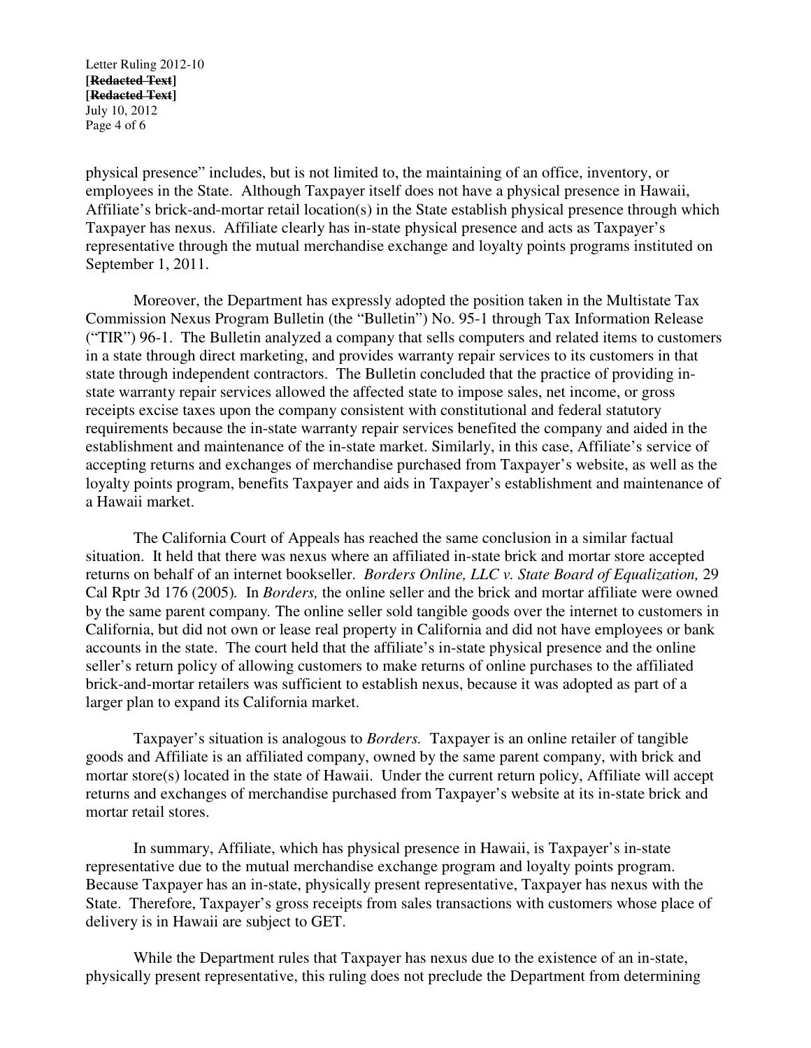physical presence" includes, but is not limited to, the maintaining of an office, inventory, or employees in the State. Although Taxpayer itself does not have a physical presence in Hawaii, Affiliate's brick-and-mortar retail location(s) in the State establish physical presence through which Taxpayer has nexus. Affiliate clearly has in-state physical presence and acts as Taxpayer's representative through the mutual merchandise exchange and loyalty points programs instituted on September 1, 2011.

Moreover, the Department has expressly adopted the position taken in the Multistate Tax Commission Nexus Program Bulletin (the "Bulletin") No. 95-1 through Tax Information Release ("TIR") 96-1. The Bulletin analyzed a company that sells computers and related items to customers in a state through direct marketing, and provides warranty repair services to its customers in that state through independent contractors. The Bulletin concluded that the practice of providing in-state warranty repair services allowed the affected state to impose sales, net income, or gross receipts excise taxes upon the company consistent with constitutional and federal statutory requirements because the in-state warranty repair services benefited the company and aided in the establishment and maintenance of the in-state market. Similarly, in this case, Affiliate's service of accepting returns and exchanges of merchandise purchased from Taxpayer's website, as well as the loyalty points program, benefits Taxpayer and aids in Taxpayer's establishment and maintenance of a Hawaii market.

The California Court of Appeals has reached the same conclusion in a similar factual situation. It held that there was nexus where an affiliated in-state brick and mortar store accepted returns on behalf of an internet bookseller. *Borders Online, LLC v. State Board of Equalization,* 29 Cal Rptr 3d 176 (2005). In *Borders,* the online seller and the brick and mortar affiliate were owned by the same parent company. The online seller sold tangible goods over the internet to customers in California, but did not own or lease real property in California and did not have employees or bank accounts in the state. The court held that the affiliate's in-state physical presence and the online seller's return policy of allowing customers to make returns of online purchases to the affiliated brick-and-mortar retailers was sufficient to establish nexus, because it was adopted as part of a larger plan to expand its California market.

Taxpayer's situation is analogous to *Borders.* Taxpayer is an online retailer of tangible goods and Affiliate is an affiliated company, owned by the same parent company, with brick and mortar store(s) located in the state of Hawaii. Under the current return policy, Affiliate will accept returns and exchanges of merchandise purchased from Taxpayer's website at its in-state brick and mortar retail stores.

In summary, Affiliate, which has physical presence in Hawaii, is Taxpayer's in-state representative due to the mutual merchandise exchange program and loyalty points program. Because Taxpayer has an in-state, physically present representative, Taxpayer has nexus with the State. Therefore, Taxpayer's gross receipts from sales transactions with customers whose place of delivery is in Hawaii are subject to GET.

While the Department rules that Taxpayer has nexus due to the existence of an in-state, physically present representative, this ruling does not preclude the Department from determining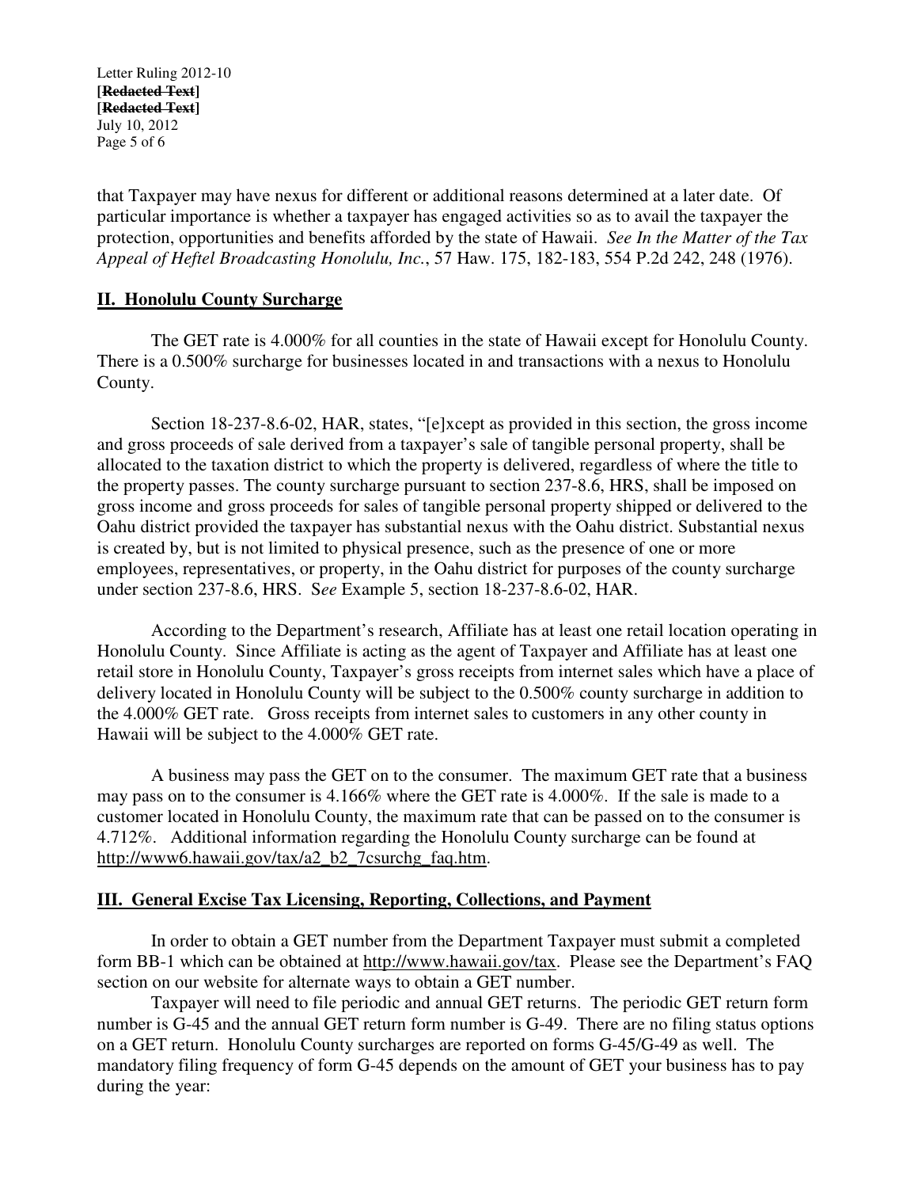that Taxpayer may have nexus for different or additional reasons determined at a later date. Of particular importance is whether a taxpayer has engaged activities so as to avail the taxpayer the protection, opportunities and benefits afforded by the state of Hawaii. *See In the Matter of the Tax Appeal of Heftel Broadcasting Honolulu, Inc.*, 57 Haw. 175, 182-183, 554 P.2d 242, 248 (1976).

## II. Honolulu County Surcharge

The GET rate is 4.000% for all counties in the state of Hawaii except for Honolulu County. There is a 0.500% surcharge for businesses located in and transactions with a nexus to Honolulu County.

Section 18-237-8.6-02, HAR, states, "[e]xcept as provided in this section, the gross income and gross proceeds of sale derived from a taxpayer's sale of tangible personal property, shall be allocated to the taxation district to which the property is delivered, regardless of where the title to the property passes. The county surcharge pursuant to section 237-8.6, HRS, shall be imposed on gross income and gross proceeds for sales of tangible personal property shipped or delivered to the Oahu district provided the taxpayer has substantial nexus with the Oahu district. Substantial nexus is created by, but is not limited to physical presence, such as the presence of one or more employees, representatives, or property, in the Oahu district for purposes of the county surcharge under section 237-8.6, HRS. S*ee* Example 5, section 18-237-8.6-02, HAR.

According to the Department's research, Affiliate has at least one retail location operating in Honolulu County. Since Affiliate is acting as the agent of Taxpayer and Affiliate has at least one retail store in Honolulu County, Taxpayer's gross receipts from internet sales which have a place of delivery located in Honolulu County will be subject to the 0.500% county surcharge in addition to the 4.000% GET rate. Gross receipts from internet sales to customers in any other county in Hawaii will be subject to the 4.000% GET rate.

A business may pass the GET on to the consumer. The maximum GET rate that a business may pass on to the consumer is 4.166% where the GET rate is 4.000%. If the sale is made to a customer located in Honolulu County, the maximum rate that can be passed on to the consumer is 4.712%. Additional information regarding the Honolulu County surcharge can be found at http://www6.hawaii.gov/tax/a2_b2_7csurchg_faq.htm.

## III. General Excise Tax Licensing, Reporting, Collections, and Payment

In order to obtain a GET number from the Department Taxpayer must submit a completed form BB-1 which can be obtained at http://www.hawaii.gov/tax. Please see the Department's FAQ section on our website for alternate ways to obtain a GET number.

Taxpayer will need to file periodic and annual GET returns. The periodic GET return form number is G-45 and the annual GET return form number is G-49. There are no filing status options on a GET return. Honolulu County surcharges are reported on forms G-45/G-49 as well. The mandatory filing frequency of form G-45 depends on the amount of GET your business has to pay during the year: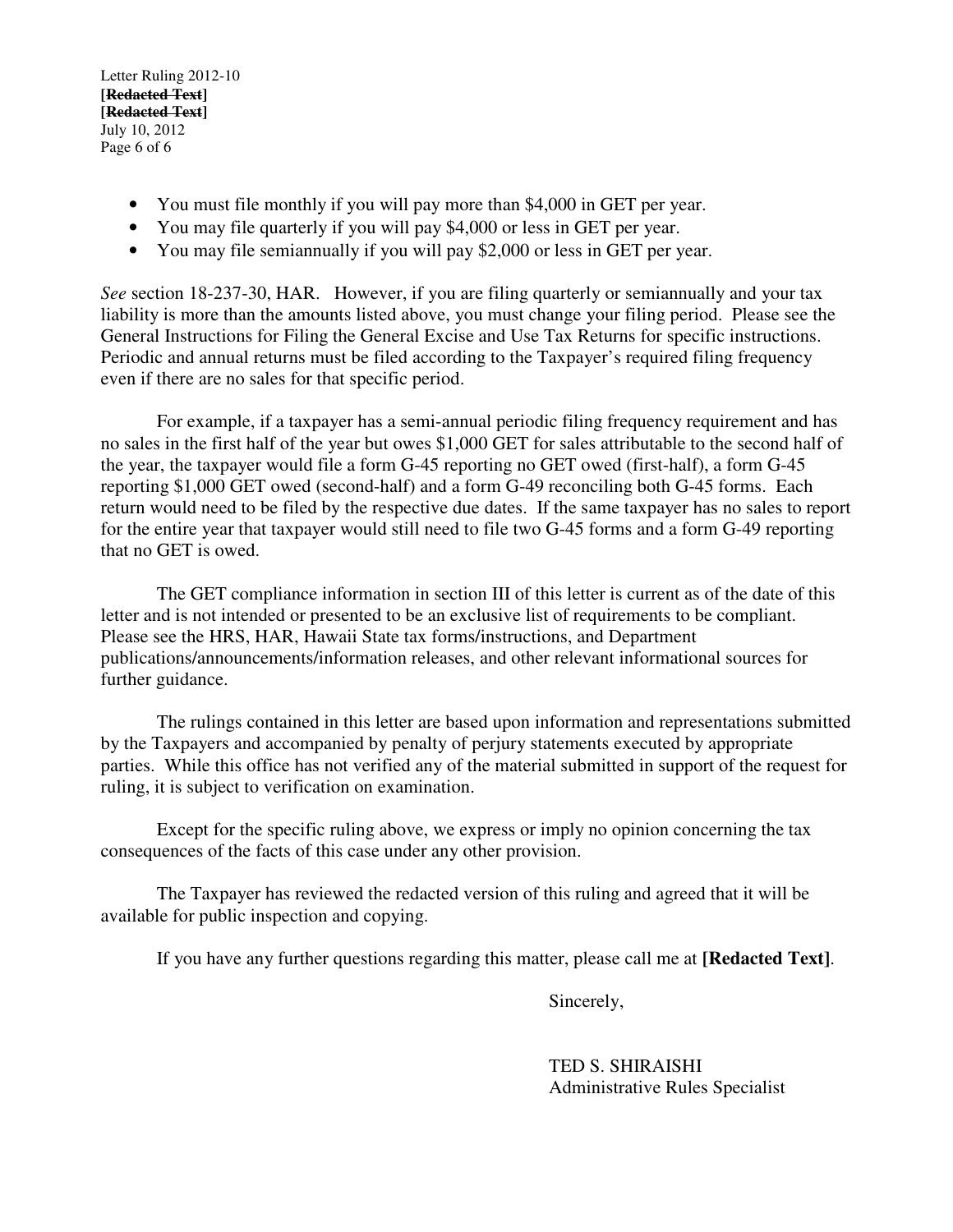- You must file monthly if you will pay more than $4,000 in GET per year.
- You may file quarterly if you will pay $4,000 or less in GET per year.
- You may file semiannually if you will pay $2,000 or less in GET per year.

*See* section 18-237-30, HAR. However, if you are filing quarterly or semiannually and your tax liability is more than the amounts listed above, you must change your filing period. Please see the General Instructions for Filing the General Excise and Use Tax Returns for specific instructions. Periodic and annual returns must be filed according to the Taxpayer's required filing frequency even if there are no sales for that specific period.

For example, if a taxpayer has a semi-annual periodic filing frequency requirement and has no sales in the first half of the year but owes $1,000 GET for sales attributable to the second half of the year, the taxpayer would file a form G-45 reporting no GET owed (first-half), a form G-45 reporting $1,000 GET owed (second-half) and a form G-49 reconciling both G-45 forms. Each return would need to be filed by the respective due dates. If the same taxpayer has no sales to report for the entire year that taxpayer would still need to file two G-45 forms and a form G-49 reporting that no GET is owed.

The GET compliance information in section III of this letter is current as of the date of this letter and is not intended or presented to be an exclusive list of requirements to be compliant. Please see the HRS, HAR, Hawaii State tax forms/instructions, and Department publications/announcements/information releases, and other relevant informational sources for further guidance.

The rulings contained in this letter are based upon information and representations submitted by the Taxpayers and accompanied by penalty of perjury statements executed by appropriate parties. While this office has not verified any of the material submitted in support of the request for ruling, it is subject to verification on examination.

Except for the specific ruling above, we express or imply no opinion concerning the tax consequences of the facts of this case under any other provision.

The Taxpayer has reviewed the redacted version of this ruling and agreed that it will be available for public inspection and copying.

If you have any further questions regarding this matter, please call me at **[Redacted Text]**.

Sincerely,

TED S. SHIRAISHI
Administrative Rules Specialist